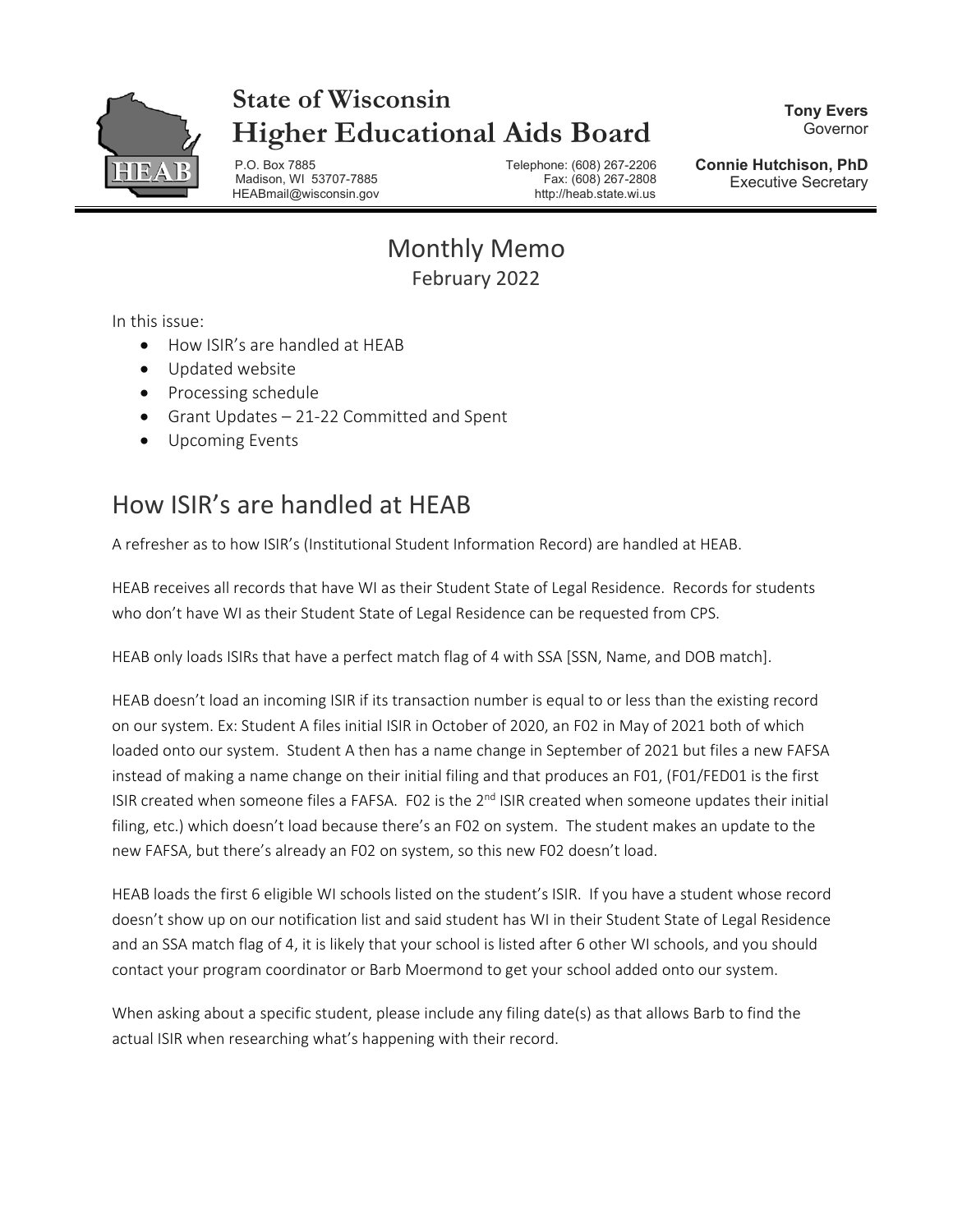# State of Wisconsin
# Higher Educational Aids Board

P.O. Box 7885
Madison, WI 53707-7885
HEABmail@wisconsin.gov

Telephone: (608) 267-2206
Fax: (608) 267-2808
http://heab.state.wi.us

**Tony Evers**
Governor

**Connie Hutchison, PhD**
Executive Secretary

## Monthly Memo

February 2022

In this issue:

- How ISIR's are handled at HEAB
- Updated website
- Processing schedule
- Grant Updates – 21-22 Committed and Spent
- Upcoming Events

## How ISIR's are handled at HEAB

A refresher as to how ISIR's (Institutional Student Information Record) are handled at HEAB.

HEAB receives all records that have WI as their Student State of Legal Residence. Records for students who don't have WI as their Student State of Legal Residence can be requested from CPS.

HEAB only loads ISIRs that have a perfect match flag of 4 with SSA [SSN, Name, and DOB match].

HEAB doesn't load an incoming ISIR if its transaction number is equal to or less than the existing record on our system. Ex: Student A files initial ISIR in October of 2020, an F02 in May of 2021 both of which loaded onto our system. Student A then has a name change in September of 2021 but files a new FAFSA instead of making a name change on their initial filing and that produces an F01, (F01/FED01 is the first ISIR created when someone files a FAFSA. F02 is the 2nd ISIR created when someone updates their initial filing, etc.) which doesn't load because there's an F02 on system. The student makes an update to the new FAFSA, but there's already an F02 on system, so this new F02 doesn't load.

HEAB loads the first 6 eligible WI schools listed on the student's ISIR. If you have a student whose record doesn't show up on our notification list and said student has WI in their Student State of Legal Residence and an SSA match flag of 4, it is likely that your school is listed after 6 other WI schools, and you should contact your program coordinator or Barb Moermond to get your school added onto our system.

When asking about a specific student, please include any filing date(s) as that allows Barb to find the actual ISIR when researching what's happening with their record.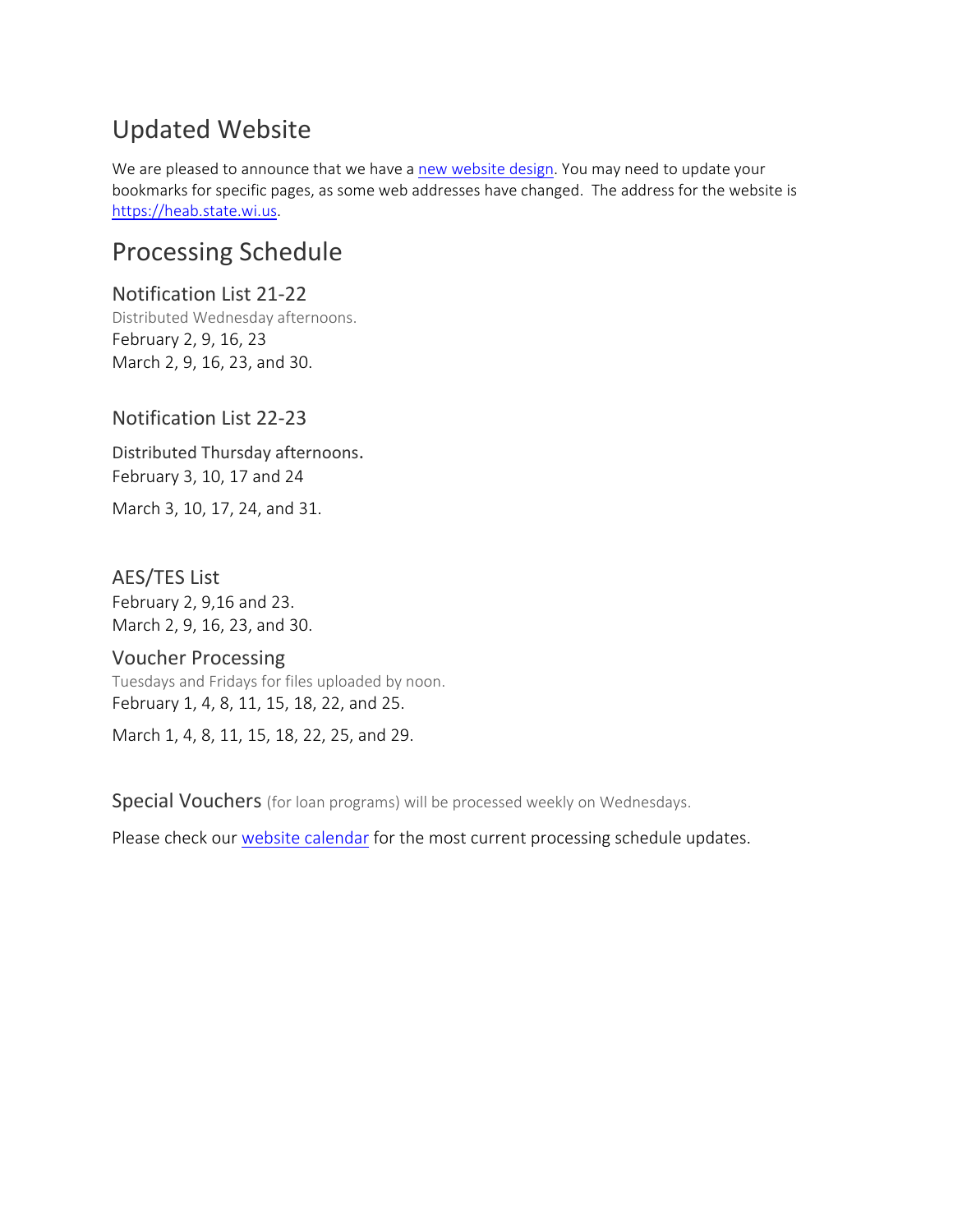## Updated Website

We are pleased to announce that we have a [new website design](). You may need to update your bookmarks for specific pages, as some web addresses have changed. The address for the website is [https://heab.state.wi.us](https://heab.state.wi.us).

## Processing Schedule

### Notification List 21-22

Distributed Wednesday afternoons.
February 2, 9, 16, 23
March 2, 9, 16, 23, and 30.

### Notification List 22-23

Distributed Thursday afternoons.
February 3, 10, 17 and 24

March 3, 10, 17, 24, and 31.

### AES/TES List

February 2, 9,16 and 23.
March 2, 9, 16, 23, and 30.

### Voucher Processing

Tuesdays and Fridays for files uploaded by noon.
February 1, 4, 8, 11, 15, 18, 22, and 25.

March 1, 4, 8, 11, 15, 18, 22, 25, and 29.

### Special Vouchers (for loan programs) will be processed weekly on Wednesdays.

Please check our [website calendar]() for the most current processing schedule updates.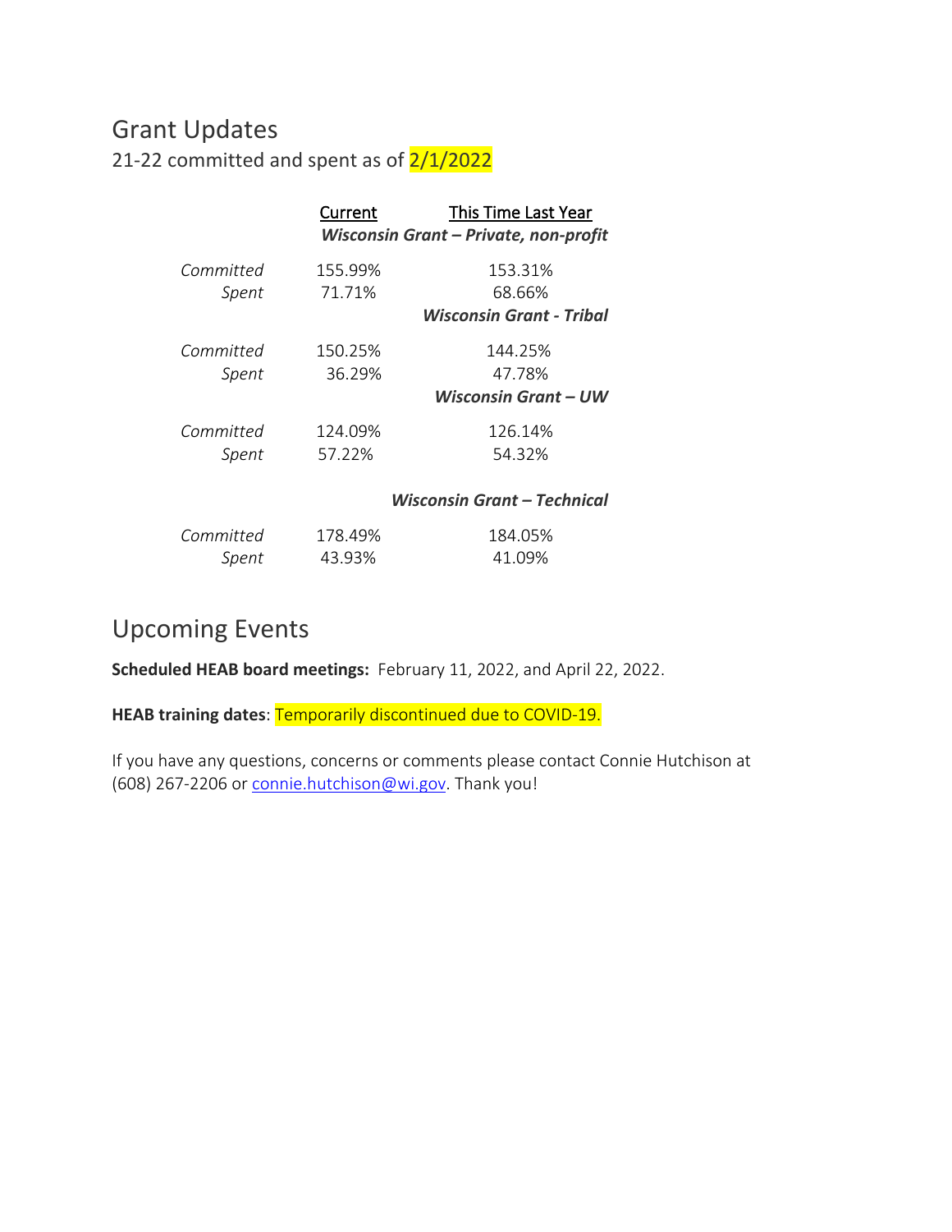# Grant Updates

21-22 committed and spent as of 2/1/2022

| | Current | This Time Last Year |
|---|---|---|
| | ***Wisconsin Grant – Private, non-profit*** | |
| *Committed* | 155.99% | 153.31% |
| *Spent* | 71.71% | 68.66% |
| | ***Wisconsin Grant - Tribal*** | |
| *Committed* | 150.25% | 144.25% |
| *Spent* | 36.29% | 47.78% |
| | ***Wisconsin Grant – UW*** | |
| *Committed* | 124.09% | 126.14% |
| *Spent* | 57.22% | 54.32% |
| | ***Wisconsin Grant – Technical*** | |
| *Committed* | 178.49% | 184.05% |
| *Spent* | 43.93% | 41.09% |

# Upcoming Events

**Scheduled HEAB board meetings:** February 11, 2022, and April 22, 2022.

**HEAB training dates**: Temporarily discontinued due to COVID-19.

If you have any questions, concerns or comments please contact Connie Hutchison at (608) 267-2206 or connie.hutchison@wi.gov. Thank you!